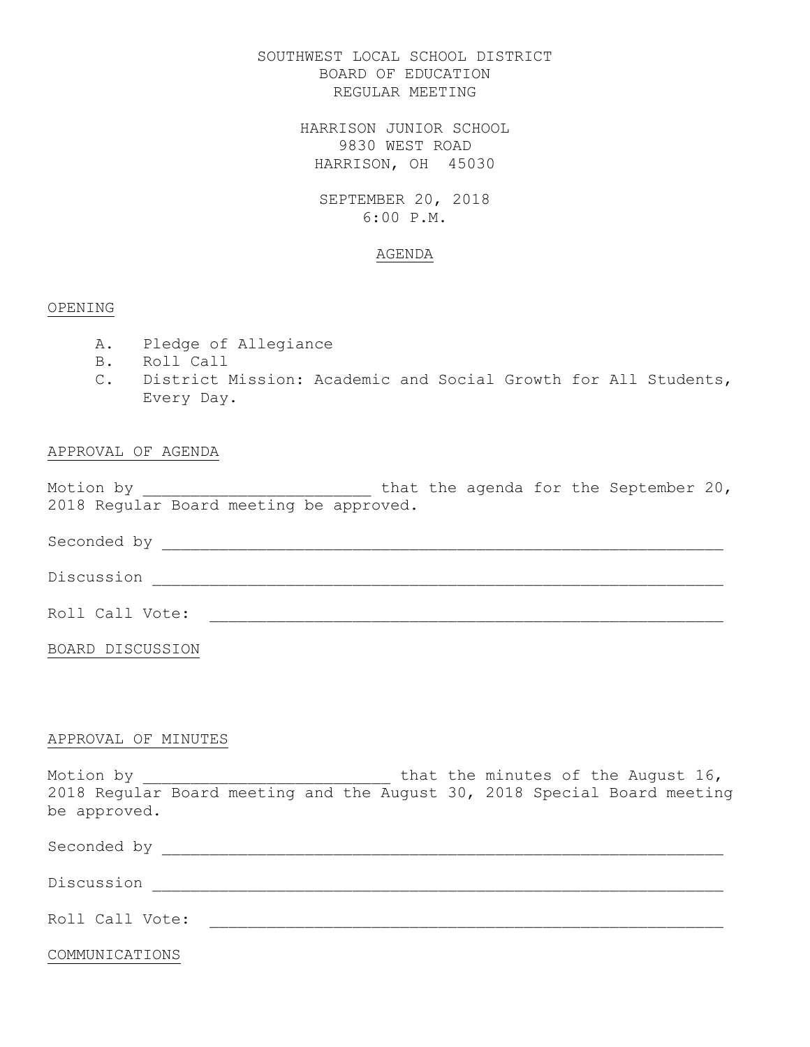SOUTHWEST LOCAL SCHOOL DISTRICT
BOARD OF EDUCATION
REGULAR MEETING

HARRISON JUNIOR SCHOOL
9830 WEST ROAD
HARRISON, OH 45030

SEPTEMBER 20, 2018
6:00 P.M.

AGENDA

## OPENING

A. Pledge of Allegiance
B. Roll Call
C. District Mission: Academic and Social Growth for All Students, Every Day.

## APPROVAL OF AGENDA

Motion by ________________________ that the agenda for the September 20, 2018 Regular Board meeting be approved.

Seconded by ___________________________________________________________

Discussion ____________________________________________________________

Roll Call Vote: _______________________________________________________

## BOARD DISCUSSION

## APPROVAL OF MINUTES

Motion by __________________________ that the minutes of the August 16, 2018 Regular Board meeting and the August 30, 2018 Special Board meeting be approved.

Seconded by ___________________________________________________________

Discussion ____________________________________________________________

Roll Call Vote: _______________________________________________________

## COMMUNICATIONS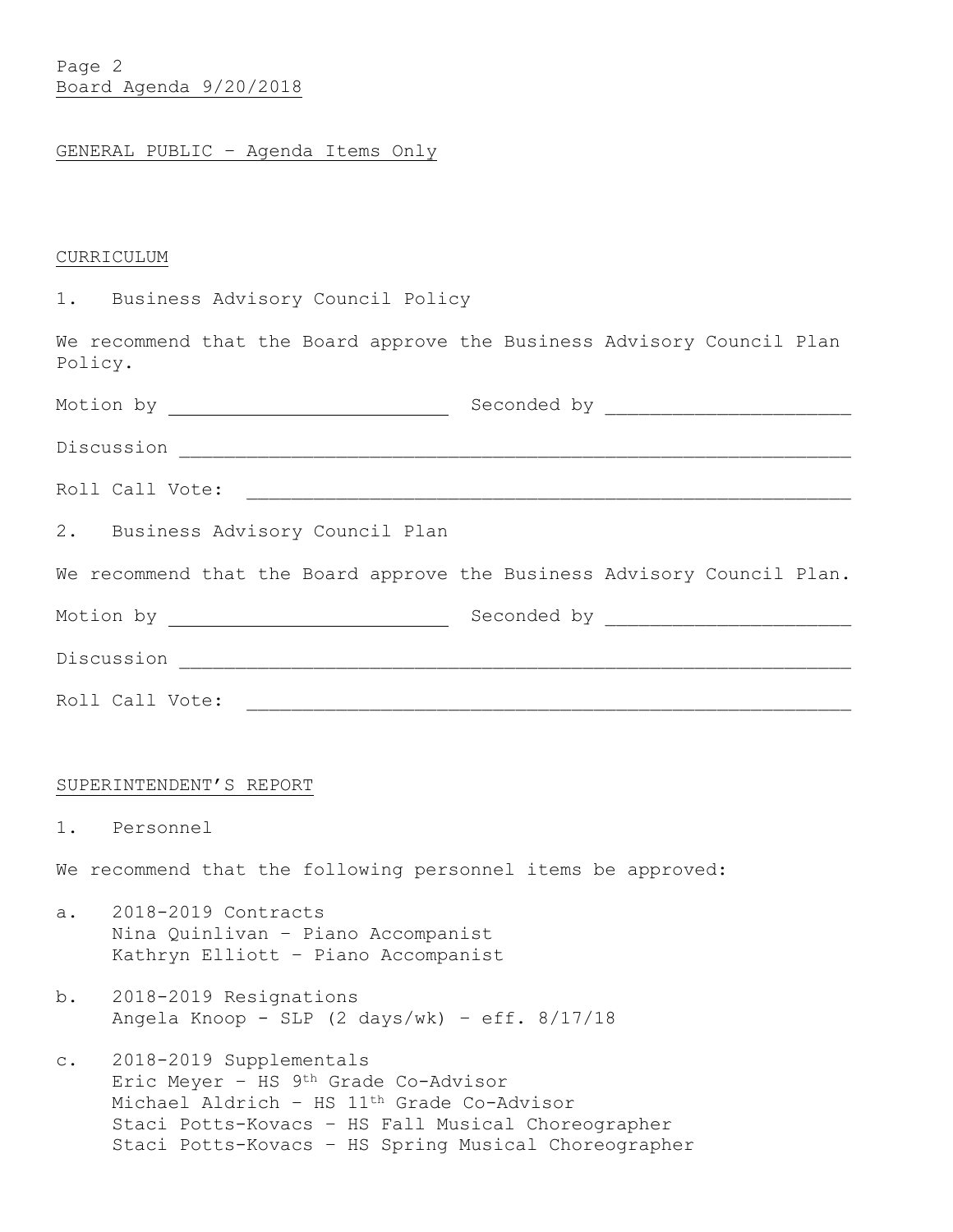## GENERAL PUBLIC – Agenda Items Only

## CURRICULUM

1. Business Advisory Council Policy

We recommend that the Board approve the Business Advisory Council Plan Policy.

Motion by ____________________ Seconded by ____________________

Discussion ______________________________________________________________

Roll Call Vote: _________________________________________________________

2. Business Advisory Council Plan

We recommend that the Board approve the Business Advisory Council Plan.

Motion by ____________________ Seconded by ____________________

Discussion ______________________________________________________________

Roll Call Vote: _________________________________________________________

## SUPERINTENDENT'S REPORT

1. Personnel

We recommend that the following personnel items be approved:

a. 2018-2019 Contracts
   Nina Quinlivan – Piano Accompanist
   Kathryn Elliott – Piano Accompanist

b. 2018-2019 Resignations
   Angela Knoop - SLP (2 days/wk) – eff. 8/17/18

c. 2018-2019 Supplementals
   Eric Meyer – HS 9th Grade Co-Advisor
   Michael Aldrich – HS 11th Grade Co-Advisor
   Staci Potts-Kovacs – HS Fall Musical Choreographer
   Staci Potts-Kovacs – HS Spring Musical Choreographer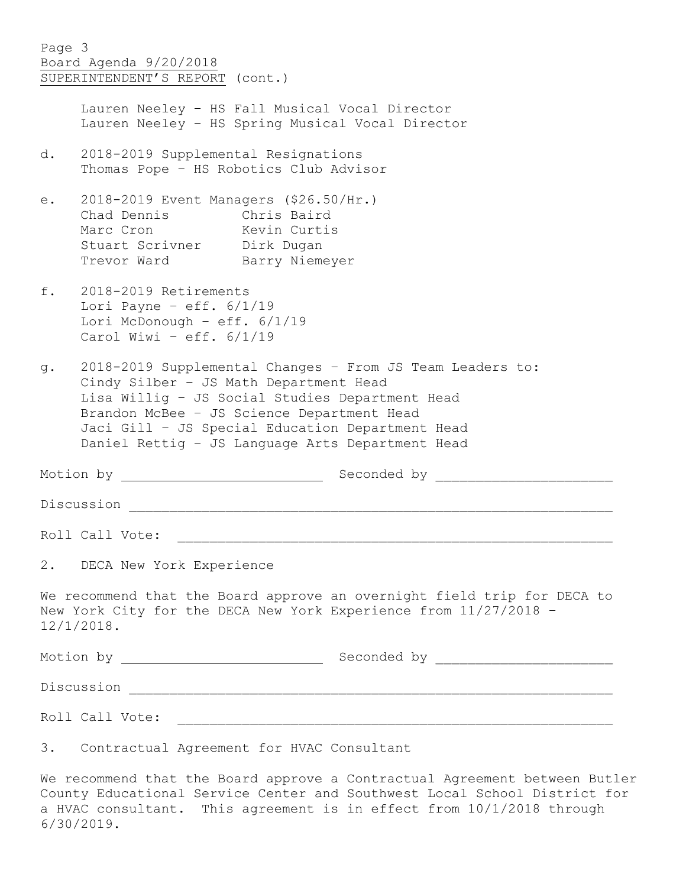SUPERINTENDENT'S REPORT (cont.)

Lauren Neeley – HS Fall Musical Vocal Director
Lauren Neeley – HS Spring Musical Vocal Director

d. 2018-2019 Supplemental Resignations
Thomas Pope – HS Robotics Club Advisor

e. 2018-2019 Event Managers ($26.50/Hr.)

| | |
|---|---|
| Chad Dennis | Chris Baird |
| Marc Cron | Kevin Curtis |
| Stuart Scrivner | Dirk Dugan |
| Trevor Ward | Barry Niemeyer |

f. 2018-2019 Retirements
Lori Payne – eff. 6/1/19
Lori McDonough – eff. 6/1/19
Carol Wiwi – eff. 6/1/19

g. 2018-2019 Supplemental Changes – From JS Team Leaders to:
Cindy Silber – JS Math Department Head
Lisa Willig – JS Social Studies Department Head
Brandon McBee – JS Science Department Head
Jaci Gill – JS Special Education Department Head
Daniel Rettig – JS Language Arts Department Head

Motion by _________________________ Seconded by ______________________

Discussion ______________________________________________________________

Roll Call Vote: _________________________________________________________

2. DECA New York Experience

We recommend that the Board approve an overnight field trip for DECA to New York City for the DECA New York Experience from 11/27/2018 – 12/1/2018.

Motion by _________________________ Seconded by ______________________

Discussion ______________________________________________________________

Roll Call Vote: _________________________________________________________

3. Contractual Agreement for HVAC Consultant

We recommend that the Board approve a Contractual Agreement between Butler County Educational Service Center and Southwest Local School District for a HVAC consultant. This agreement is in effect from 10/1/2018 through 6/30/2019.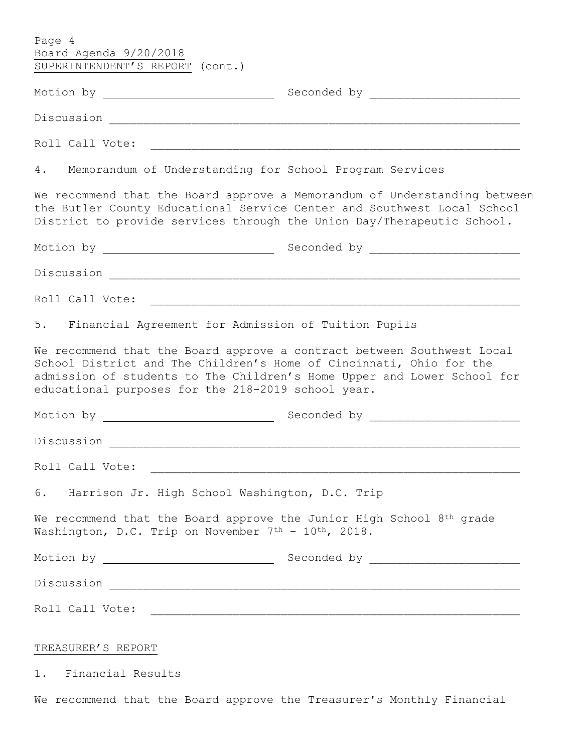Page 4
Board Agenda 9/20/2018
SUPERINTENDENT'S REPORT (cont.)

Motion by ______________________ Seconded by ______________________

Discussion ______________________________________________________________

Roll Call Vote: ______________________________________________________

4. Memorandum of Understanding for School Program Services

We recommend that the Board approve a Memorandum of Understanding between the Butler County Educational Service Center and Southwest Local School District to provide services through the Union Day/Therapeutic School.

Motion by ______________________ Seconded by ______________________

Discussion ______________________________________________________________

Roll Call Vote: ______________________________________________________

5. Financial Agreement for Admission of Tuition Pupils

We recommend that the Board approve a contract between Southwest Local School District and The Children's Home of Cincinnati, Ohio for the admission of students to The Children's Home Upper and Lower School for educational purposes for the 218-2019 school year.

Motion by ______________________ Seconded by ______________________

Discussion ______________________________________________________________

Roll Call Vote: ______________________________________________________

6. Harrison Jr. High School Washington, D.C. Trip

We recommend that the Board approve the Junior High School 8th grade Washington, D.C. Trip on November 7th – 10th, 2018.

Motion by ______________________ Seconded by ______________________

Discussion ______________________________________________________________

Roll Call Vote: ______________________________________________________

TREASURER'S REPORT

1. Financial Results

We recommend that the Board approve the Treasurer's Monthly Financial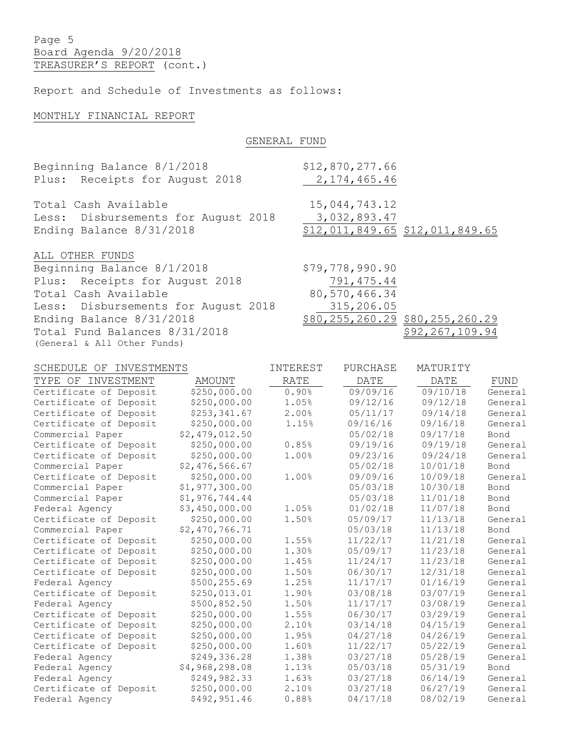Page 5
Board Agenda 9/20/2018
TREASURER'S REPORT (cont.)

Report and Schedule of Investments as follows:

## MONTHLY FINANCIAL REPORT

### GENERAL FUND

| | | |
|---|---|---|
| Beginning Balance 8/1/2018 | $12,870,277.66 | |
| Plus: Receipts for August 2018 | 2,174,465.46 | |
| Total Cash Available | 15,044,743.12 | |
| Less: Disbursements for August 2018 | 3,032,893.47 | |
| Ending Balance 8/31/2018 | $12,011,849.65 | $12,011,849.65 |

### ALL OTHER FUNDS

| | | |
|---|---|---|
| Beginning Balance 8/1/2018 | $79,778,990.90 | |
| Plus: Receipts for August 2018 | 791,475.44 | |
| Total Cash Available | 80,570,466.34 | |
| Less: Disbursements for August 2018 | 315,206.05 | |
| Ending Balance 8/31/2018 | $80,255,260.29 | $80,255,260.29 |
| Total Fund Balances 8/31/2018 (General & All Other Funds) | | $92,267,109.94 |

### SCHEDULE OF INVESTMENTS

| TYPE OF INVESTMENT | AMOUNT | INTEREST RATE | PURCHASE DATE | MATURITY DATE | FUND |
|---|---|---|---|---|---|
| Certificate of Deposit | $250,000.00 | 0.90% | 09/09/16 | 09/10/18 | General |
| Certificate of Deposit | $250,000.00 | 1.05% | 09/12/16 | 09/12/18 | General |
| Certificate of Deposit | $253,341.67 | 2.00% | 05/11/17 | 09/14/18 | General |
| Certificate of Deposit | $250,000.00 | 1.15% | 09/16/16 | 09/16/18 | General |
| Commercial Paper | $2,479,012.50 | | 05/02/18 | 09/17/18 | Bond |
| Certificate of Deposit | $250,000.00 | 0.85% | 09/19/16 | 09/19/18 | General |
| Certificate of Deposit | $250,000.00 | 1.00% | 09/23/16 | 09/24/18 | General |
| Commercial Paper | $2,476,566.67 | | 05/02/18 | 10/01/18 | Bond |
| Certificate of Deposit | $250,000.00 | 1.00% | 09/09/16 | 10/09/18 | General |
| Commercial Paper | $1,977,300.00 | | 05/03/18 | 10/30/18 | Bond |
| Commercial Paper | $1,976,744.44 | | 05/03/18 | 11/01/18 | Bond |
| Federal Agency | $3,450,000.00 | 1.05% | 01/02/18 | 11/07/18 | Bond |
| Certificate of Deposit | $250,000.00 | 1.50% | 05/09/17 | 11/13/18 | General |
| Commercial Paper | $2,470,766.71 | | 05/03/18 | 11/13/18 | Bond |
| Certificate of Deposit | $250,000.00 | 1.55% | 11/22/17 | 11/21/18 | General |
| Certificate of Deposit | $250,000.00 | 1.30% | 05/09/17 | 11/23/18 | General |
| Certificate of Deposit | $250,000.00 | 1.45% | 11/24/17 | 11/23/18 | General |
| Certificate of Deposit | $250,000.00 | 1.50% | 06/30/17 | 12/31/18 | General |
| Federal Agency | $500,255.69 | 1.25% | 11/17/17 | 01/16/19 | General |
| Certificate of Deposit | $250,013.01 | 1.90% | 03/08/18 | 03/07/19 | General |
| Federal Agency | $500,852.50 | 1.50% | 11/17/17 | 03/08/19 | General |
| Certificate of Deposit | $250,000.00 | 1.55% | 06/30/17 | 03/29/19 | General |
| Certificate of Deposit | $250,000.00 | 2.10% | 03/14/18 | 04/15/19 | General |
| Certificate of Deposit | $250,000.00 | 1.95% | 04/27/18 | 04/26/19 | General |
| Certificate of Deposit | $250,000.00 | 1.60% | 11/22/17 | 05/22/19 | General |
| Federal Agency | $249,336.28 | 1.38% | 03/27/18 | 05/28/19 | General |
| Federal Agency | $4,968,298.08 | 1.13% | 05/03/18 | 05/31/19 | Bond |
| Federal Agency | $249,982.33 | 1.63% | 03/27/18 | 06/14/19 | General |
| Certificate of Deposit | $250,000.00 | 2.10% | 03/27/18 | 06/27/19 | General |
| Federal Agency | $492,951.46 | 0.88% | 04/17/18 | 08/02/19 | General |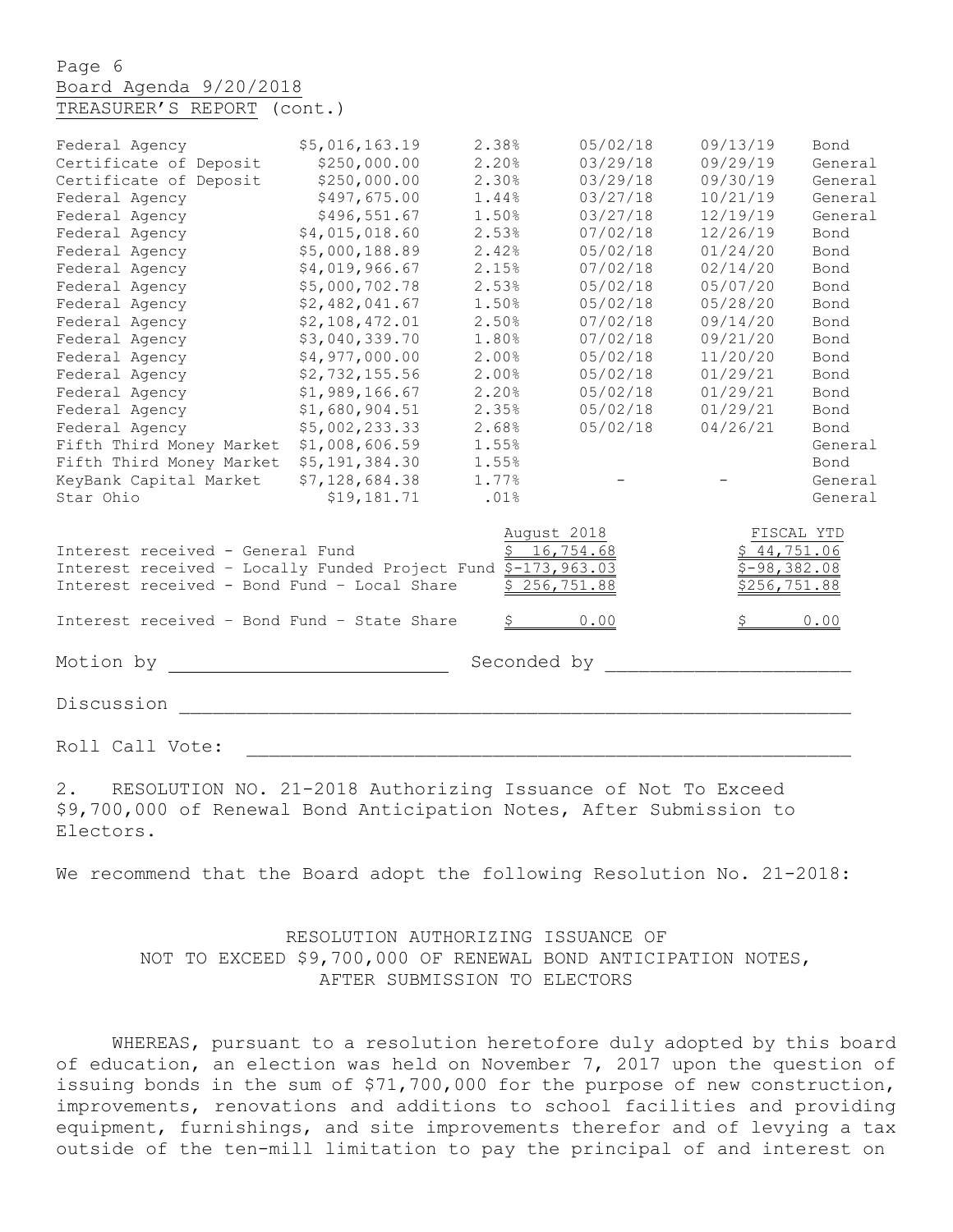Page 6
Board Agenda 9/20/2018
TREASURER'S REPORT (cont.)

| | | | | | |
|---|---|---|---|---|---|
| Federal Agency | $5,016,163.19 | 2.38% | 05/02/18 | 09/13/19 | Bond |
| Certificate of Deposit | $250,000.00 | 2.20% | 03/29/18 | 09/29/19 | General |
| Certificate of Deposit | $250,000.00 | 2.30% | 03/29/18 | 09/30/19 | General |
| Federal Agency | $497,675.00 | 1.44% | 03/27/18 | 10/21/19 | General |
| Federal Agency | $496,551.67 | 1.50% | 03/27/18 | 12/19/19 | General |
| Federal Agency | $4,015,018.60 | 2.53% | 07/02/18 | 12/26/19 | Bond |
| Federal Agency | $5,000,188.89 | 2.42% | 05/02/18 | 01/24/20 | Bond |
| Federal Agency | $4,019,966.67 | 2.15% | 07/02/18 | 02/14/20 | Bond |
| Federal Agency | $5,000,702.78 | 2.53% | 05/02/18 | 05/07/20 | Bond |
| Federal Agency | $2,482,041.67 | 1.50% | 05/02/18 | 05/28/20 | Bond |
| Federal Agency | $2,108,472.01 | 2.50% | 07/02/18 | 09/14/20 | Bond |
| Federal Agency | $3,040,339.70 | 1.80% | 07/02/18 | 09/21/20 | Bond |
| Federal Agency | $4,977,000.00 | 2.00% | 05/02/18 | 11/20/20 | Bond |
| Federal Agency | $2,732,155.56 | 2.00% | 05/02/18 | 01/29/21 | Bond |
| Federal Agency | $1,989,166.67 | 2.20% | 05/02/18 | 01/29/21 | Bond |
| Federal Agency | $1,680,904.51 | 2.35% | 05/02/18 | 01/29/21 | Bond |
| Federal Agency | $5,002,233.33 | 2.68% | 05/02/18 | 04/26/21 | Bond |
| Fifth Third Money Market | $1,008,606.59 | 1.55% | | | General |
| Fifth Third Money Market | $5,191,384.30 | 1.55% | | | Bond |
| KeyBank Capital Market | $7,128,684.38 | 1.77% | - | - | General |
| Star Ohio | $19,181.71 | .01% | | | General |

| | August 2018 | FISCAL YTD |
|---|---|---|
| Interest received - General Fund | $ 16,754.68 | $ 44,751.06 |
| Interest received - Locally Funded Project Fund | $-173,963.03 | $-98,382.08 |
| Interest received - Bond Fund - Local Share | $ 256,751.88 | $256,751.88 |
| Interest received - Bond Fund - State Share | $ 0.00 | $ 0.00 |

Motion by ______________________ Seconded by ______________________

Discussion ____________________________________________________________

Roll Call Vote: ________________________________________________________

2. RESOLUTION NO. 21-2018 Authorizing Issuance of Not To Exceed $9,700,000 of Renewal Bond Anticipation Notes, After Submission to Electors.

We recommend that the Board adopt the following Resolution No. 21-2018:

RESOLUTION AUTHORIZING ISSUANCE OF
NOT TO EXCEED $9,700,000 OF RENEWAL BOND ANTICIPATION NOTES,
AFTER SUBMISSION TO ELECTORS

WHEREAS, pursuant to a resolution heretofore duly adopted by this board of education, an election was held on November 7, 2017 upon the question of issuing bonds in the sum of $71,700,000 for the purpose of new construction, improvements, renovations and additions to school facilities and providing equipment, furnishings, and site improvements therefor and of levying a tax outside of the ten-mill limitation to pay the principal of and interest on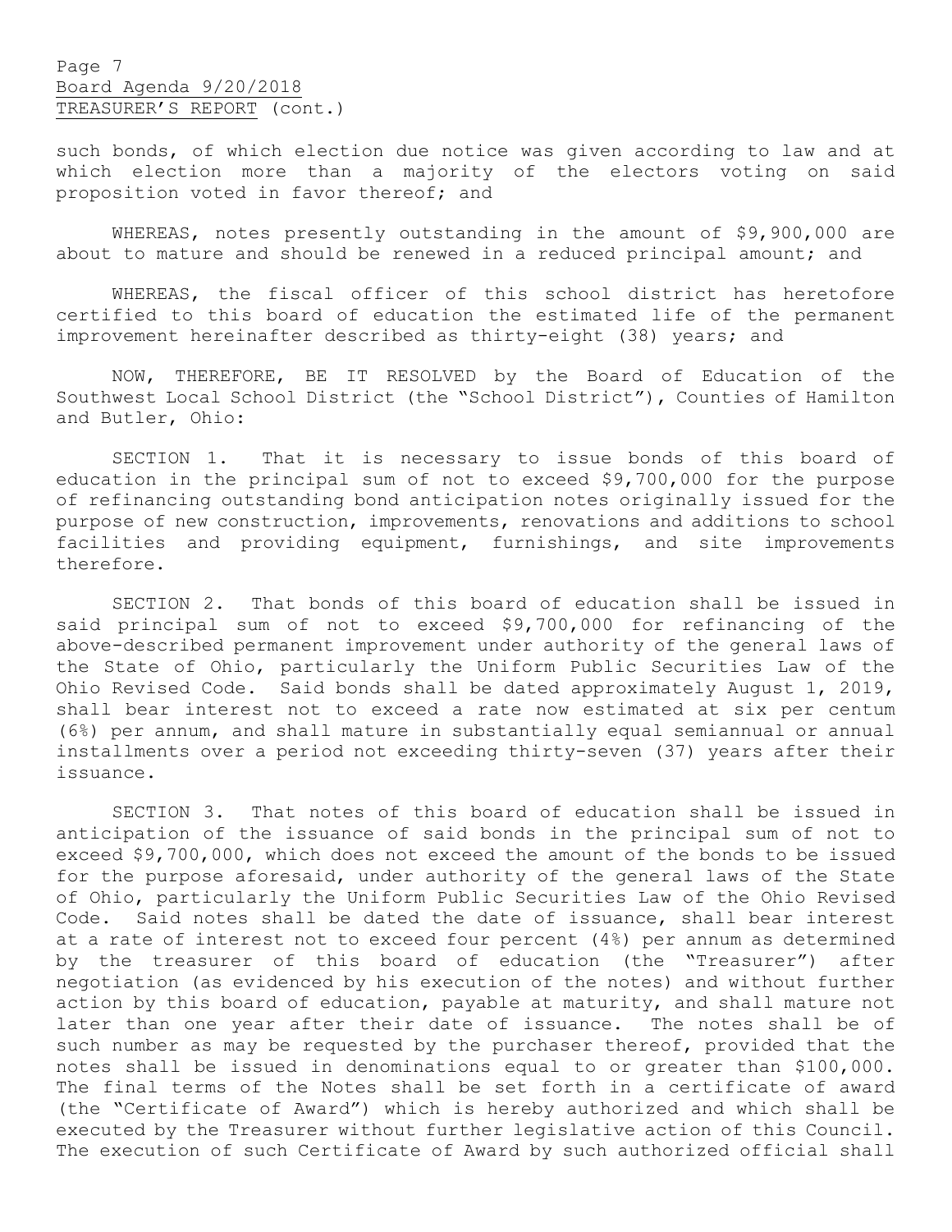such bonds, of which election due notice was given according to law and at which election more than a majority of the electors voting on said proposition voted in favor thereof; and

WHEREAS, notes presently outstanding in the amount of $9,900,000 are about to mature and should be renewed in a reduced principal amount; and

WHEREAS, the fiscal officer of this school district has heretofore certified to this board of education the estimated life of the permanent improvement hereinafter described as thirty-eight (38) years; and

NOW, THEREFORE, BE IT RESOLVED by the Board of Education of the Southwest Local School District (the "School District"), Counties of Hamilton and Butler, Ohio:

SECTION 1. That it is necessary to issue bonds of this board of education in the principal sum of not to exceed $9,700,000 for the purpose of refinancing outstanding bond anticipation notes originally issued for the purpose of new construction, improvements, renovations and additions to school facilities and providing equipment, furnishings, and site improvements therefore.

SECTION 2. That bonds of this board of education shall be issued in said principal sum of not to exceed $9,700,000 for refinancing of the above-described permanent improvement under authority of the general laws of the State of Ohio, particularly the Uniform Public Securities Law of the Ohio Revised Code. Said bonds shall be dated approximately August 1, 2019, shall bear interest not to exceed a rate now estimated at six per centum (6%) per annum, and shall mature in substantially equal semiannual or annual installments over a period not exceeding thirty-seven (37) years after their issuance.

SECTION 3. That notes of this board of education shall be issued in anticipation of the issuance of said bonds in the principal sum of not to exceed $9,700,000, which does not exceed the amount of the bonds to be issued for the purpose aforesaid, under authority of the general laws of the State of Ohio, particularly the Uniform Public Securities Law of the Ohio Revised Code. Said notes shall be dated the date of issuance, shall bear interest at a rate of interest not to exceed four percent (4%) per annum as determined by the treasurer of this board of education (the "Treasurer") after negotiation (as evidenced by his execution of the notes) and without further action by this board of education, payable at maturity, and shall mature not later than one year after their date of issuance. The notes shall be of such number as may be requested by the purchaser thereof, provided that the notes shall be issued in denominations equal to or greater than $100,000. The final terms of the Notes shall be set forth in a certificate of award (the "Certificate of Award") which is hereby authorized and which shall be executed by the Treasurer without further legislative action of this Council. The execution of such Certificate of Award by such authorized official shall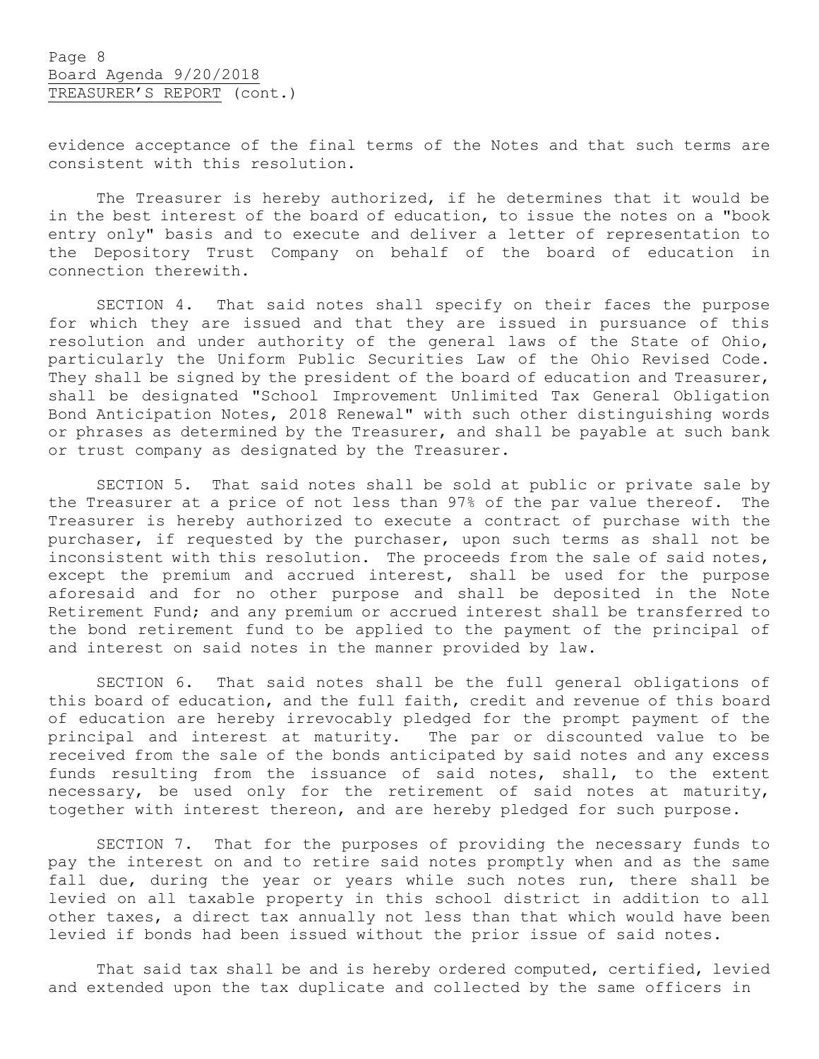evidence acceptance of the final terms of the Notes and that such terms are consistent with this resolution.

The Treasurer is hereby authorized, if he determines that it would be in the best interest of the board of education, to issue the notes on a "book entry only" basis and to execute and deliver a letter of representation to the Depository Trust Company on behalf of the board of education in connection therewith.

SECTION 4. That said notes shall specify on their faces the purpose for which they are issued and that they are issued in pursuance of this resolution and under authority of the general laws of the State of Ohio, particularly the Uniform Public Securities Law of the Ohio Revised Code. They shall be signed by the president of the board of education and Treasurer, shall be designated "School Improvement Unlimited Tax General Obligation Bond Anticipation Notes, 2018 Renewal" with such other distinguishing words or phrases as determined by the Treasurer, and shall be payable at such bank or trust company as designated by the Treasurer.

SECTION 5. That said notes shall be sold at public or private sale by the Treasurer at a price of not less than 97% of the par value thereof. The Treasurer is hereby authorized to execute a contract of purchase with the purchaser, if requested by the purchaser, upon such terms as shall not be inconsistent with this resolution. The proceeds from the sale of said notes, except the premium and accrued interest, shall be used for the purpose aforesaid and for no other purpose and shall be deposited in the Note Retirement Fund; and any premium or accrued interest shall be transferred to the bond retirement fund to be applied to the payment of the principal of and interest on said notes in the manner provided by law.

SECTION 6. That said notes shall be the full general obligations of this board of education, and the full faith, credit and revenue of this board of education are hereby irrevocably pledged for the prompt payment of the principal and interest at maturity. The par or discounted value to be received from the sale of the bonds anticipated by said notes and any excess funds resulting from the issuance of said notes, shall, to the extent necessary, be used only for the retirement of said notes at maturity, together with interest thereon, and are hereby pledged for such purpose.

SECTION 7. That for the purposes of providing the necessary funds to pay the interest on and to retire said notes promptly when and as the same fall due, during the year or years while such notes run, there shall be levied on all taxable property in this school district in addition to all other taxes, a direct tax annually not less than that which would have been levied if bonds had been issued without the prior issue of said notes.

That said tax shall be and is hereby ordered computed, certified, levied and extended upon the tax duplicate and collected by the same officers in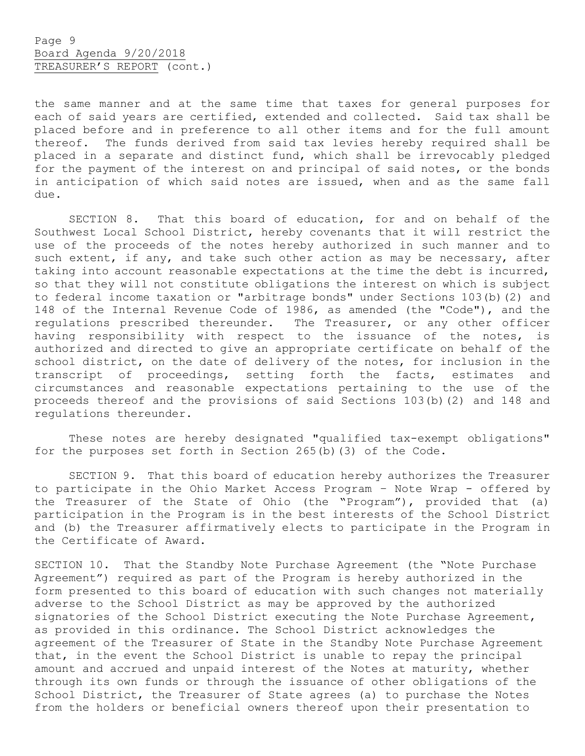the same manner and at the same time that taxes for general purposes for each of said years are certified, extended and collected. Said tax shall be placed before and in preference to all other items and for the full amount thereof. The funds derived from said tax levies hereby required shall be placed in a separate and distinct fund, which shall be irrevocably pledged for the payment of the interest on and principal of said notes, or the bonds in anticipation of which said notes are issued, when and as the same fall due.

SECTION 8. That this board of education, for and on behalf of the Southwest Local School District, hereby covenants that it will restrict the use of the proceeds of the notes hereby authorized in such manner and to such extent, if any, and take such other action as may be necessary, after taking into account reasonable expectations at the time the debt is incurred, so that they will not constitute obligations the interest on which is subject to federal income taxation or "arbitrage bonds" under Sections 103(b)(2) and 148 of the Internal Revenue Code of 1986, as amended (the "Code"), and the regulations prescribed thereunder. The Treasurer, or any other officer having responsibility with respect to the issuance of the notes, is authorized and directed to give an appropriate certificate on behalf of the school district, on the date of delivery of the notes, for inclusion in the transcript of proceedings, setting forth the facts, estimates and circumstances and reasonable expectations pertaining to the use of the proceeds thereof and the provisions of said Sections 103(b)(2) and 148 and regulations thereunder.

These notes are hereby designated "qualified tax-exempt obligations" for the purposes set forth in Section 265(b)(3) of the Code.

SECTION 9. That this board of education hereby authorizes the Treasurer to participate in the Ohio Market Access Program – Note Wrap - offered by the Treasurer of the State of Ohio (the "Program"), provided that (a) participation in the Program is in the best interests of the School District and (b) the Treasurer affirmatively elects to participate in the Program in the Certificate of Award.

SECTION 10. That the Standby Note Purchase Agreement (the "Note Purchase Agreement") required as part of the Program is hereby authorized in the form presented to this board of education with such changes not materially adverse to the School District as may be approved by the authorized signatories of the School District executing the Note Purchase Agreement, as provided in this ordinance. The School District acknowledges the agreement of the Treasurer of State in the Standby Note Purchase Agreement that, in the event the School District is unable to repay the principal amount and accrued and unpaid interest of the Notes at maturity, whether through its own funds or through the issuance of other obligations of the School District, the Treasurer of State agrees (a) to purchase the Notes from the holders or beneficial owners thereof upon their presentation to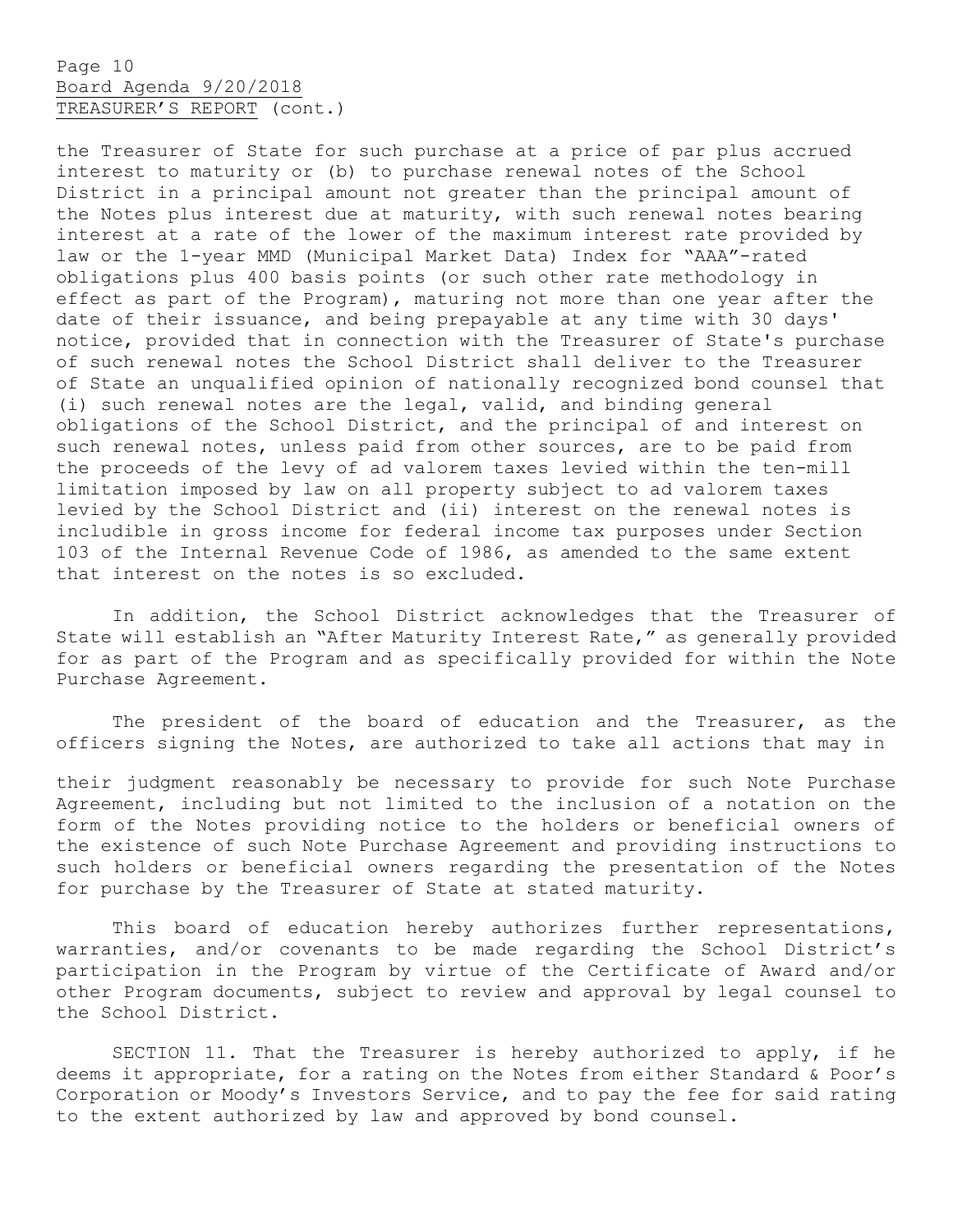the Treasurer of State for such purchase at a price of par plus accrued interest to maturity or (b) to purchase renewal notes of the School District in a principal amount not greater than the principal amount of the Notes plus interest due at maturity, with such renewal notes bearing interest at a rate of the lower of the maximum interest rate provided by law or the 1-year MMD (Municipal Market Data) Index for "AAA"-rated obligations plus 400 basis points (or such other rate methodology in effect as part of the Program), maturing not more than one year after the date of their issuance, and being prepayable at any time with 30 days' notice, provided that in connection with the Treasurer of State's purchase of such renewal notes the School District shall deliver to the Treasurer of State an unqualified opinion of nationally recognized bond counsel that (i) such renewal notes are the legal, valid, and binding general obligations of the School District, and the principal of and interest on such renewal notes, unless paid from other sources, are to be paid from the proceeds of the levy of ad valorem taxes levied within the ten-mill limitation imposed by law on all property subject to ad valorem taxes levied by the School District and (ii) interest on the renewal notes is includible in gross income for federal income tax purposes under Section 103 of the Internal Revenue Code of 1986, as amended to the same extent that interest on the notes is so excluded.

In addition, the School District acknowledges that the Treasurer of State will establish an "After Maturity Interest Rate," as generally provided for as part of the Program and as specifically provided for within the Note Purchase Agreement.

The president of the board of education and the Treasurer, as the officers signing the Notes, are authorized to take all actions that may in their judgment reasonably be necessary to provide for such Note Purchase Agreement, including but not limited to the inclusion of a notation on the form of the Notes providing notice to the holders or beneficial owners of the existence of such Note Purchase Agreement and providing instructions to such holders or beneficial owners regarding the presentation of the Notes for purchase by the Treasurer of State at stated maturity.

This board of education hereby authorizes further representations, warranties, and/or covenants to be made regarding the School District's participation in the Program by virtue of the Certificate of Award and/or other Program documents, subject to review and approval by legal counsel to the School District.

SECTION 11. That the Treasurer is hereby authorized to apply, if he deems it appropriate, for a rating on the Notes from either Standard & Poor's Corporation or Moody's Investors Service, and to pay the fee for said rating to the extent authorized by law and approved by bond counsel.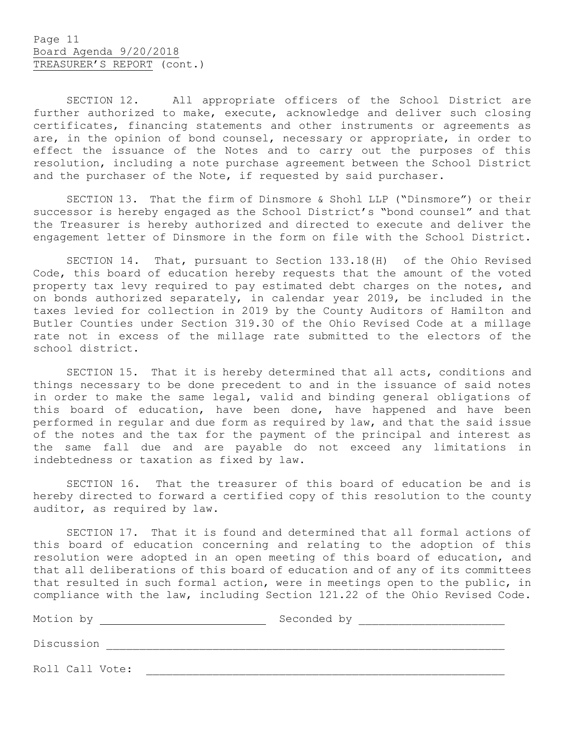SECTION 12. All appropriate officers of the School District are further authorized to make, execute, acknowledge and deliver such closing certificates, financing statements and other instruments or agreements as are, in the opinion of bond counsel, necessary or appropriate, in order to effect the issuance of the Notes and to carry out the purposes of this resolution, including a note purchase agreement between the School District and the purchaser of the Note, if requested by said purchaser.

SECTION 13. That the firm of Dinsmore & Shohl LLP ("Dinsmore") or their successor is hereby engaged as the School District's "bond counsel" and that the Treasurer is hereby authorized and directed to execute and deliver the engagement letter of Dinsmore in the form on file with the School District.

SECTION 14. That, pursuant to Section 133.18(H) of the Ohio Revised Code, this board of education hereby requests that the amount of the voted property tax levy required to pay estimated debt charges on the notes, and on bonds authorized separately, in calendar year 2019, be included in the taxes levied for collection in 2019 by the County Auditors of Hamilton and Butler Counties under Section 319.30 of the Ohio Revised Code at a millage rate not in excess of the millage rate submitted to the electors of the school district.

SECTION 15. That it is hereby determined that all acts, conditions and things necessary to be done precedent to and in the issuance of said notes in order to make the same legal, valid and binding general obligations of this board of education, have been done, have happened and have been performed in regular and due form as required by law, and that the said issue of the notes and the tax for the payment of the principal and interest as the same fall due and are payable do not exceed any limitations in indebtedness or taxation as fixed by law.

SECTION 16. That the treasurer of this board of education be and is hereby directed to forward a certified copy of this resolution to the county auditor, as required by law.

SECTION 17. That it is found and determined that all formal actions of this board of education concerning and relating to the adoption of this resolution were adopted in an open meeting of this board of education, and that all deliberations of this board of education and of any of its committees that resulted in such formal action, were in meetings open to the public, in compliance with the law, including Section 121.22 of the Ohio Revised Code.

Motion by \_\_\_\_\_\_\_\_\_\_\_\_\_\_\_\_\_\_\_\_\_\_\_\_\_ Seconded by \_\_\_\_\_\_\_\_\_\_\_\_\_\_\_\_\_\_\_\_\_\_

Discussion \_\_\_\_\_\_\_\_\_\_\_\_\_\_\_\_\_\_\_\_\_\_\_\_\_\_\_\_\_\_\_\_\_\_\_\_\_\_\_\_\_\_\_\_\_\_\_\_\_\_\_\_\_\_\_\_\_\_\_\_

Roll Call Vote: \_\_\_\_\_\_\_\_\_\_\_\_\_\_\_\_\_\_\_\_\_\_\_\_\_\_\_\_\_\_\_\_\_\_\_\_\_\_\_\_\_\_\_\_\_\_\_\_\_\_\_\_\_\_\_\_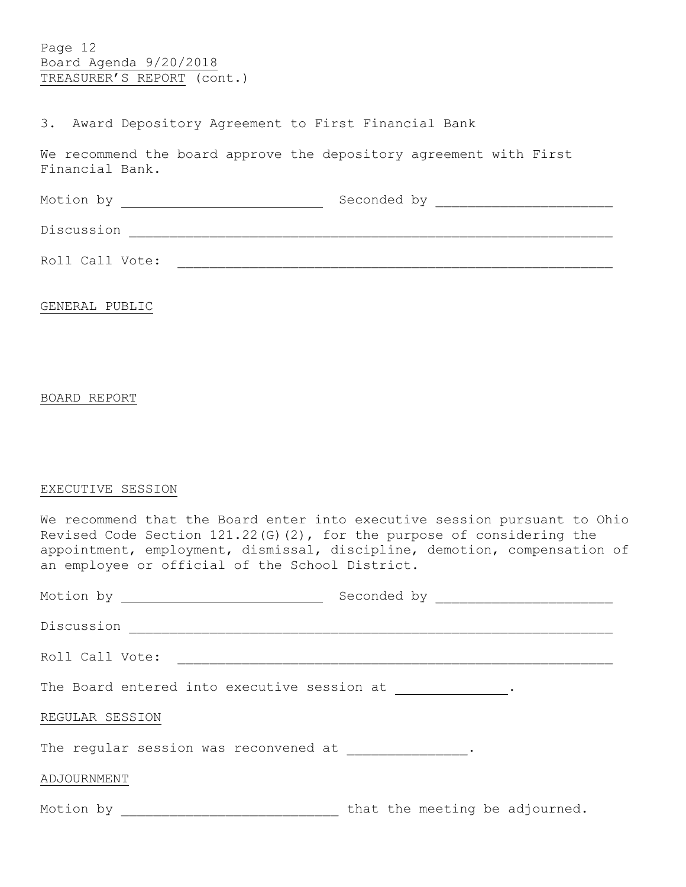3. Award Depository Agreement to First Financial Bank

We recommend the board approve the depository agreement with First Financial Bank.

Motion by ________________________ Seconded by ______________________

Discussion ____________________________________________________________

Roll Call Vote: ______________________________________________________

GENERAL PUBLIC

BOARD REPORT

EXECUTIVE SESSION

We recommend that the Board enter into executive session pursuant to Ohio Revised Code Section 121.22(G)(2), for the purpose of considering the appointment, employment, dismissal, discipline, demotion, compensation of an employee or official of the School District.

Motion by ________________________ Seconded by ______________________

Discussion ____________________________________________________________

Roll Call Vote: ______________________________________________________

The Board entered into executive session at ______________.

REGULAR SESSION

The regular session was reconvened at ______________.

ADJOURNMENT

Motion by ___________________________ that the meeting be adjourned.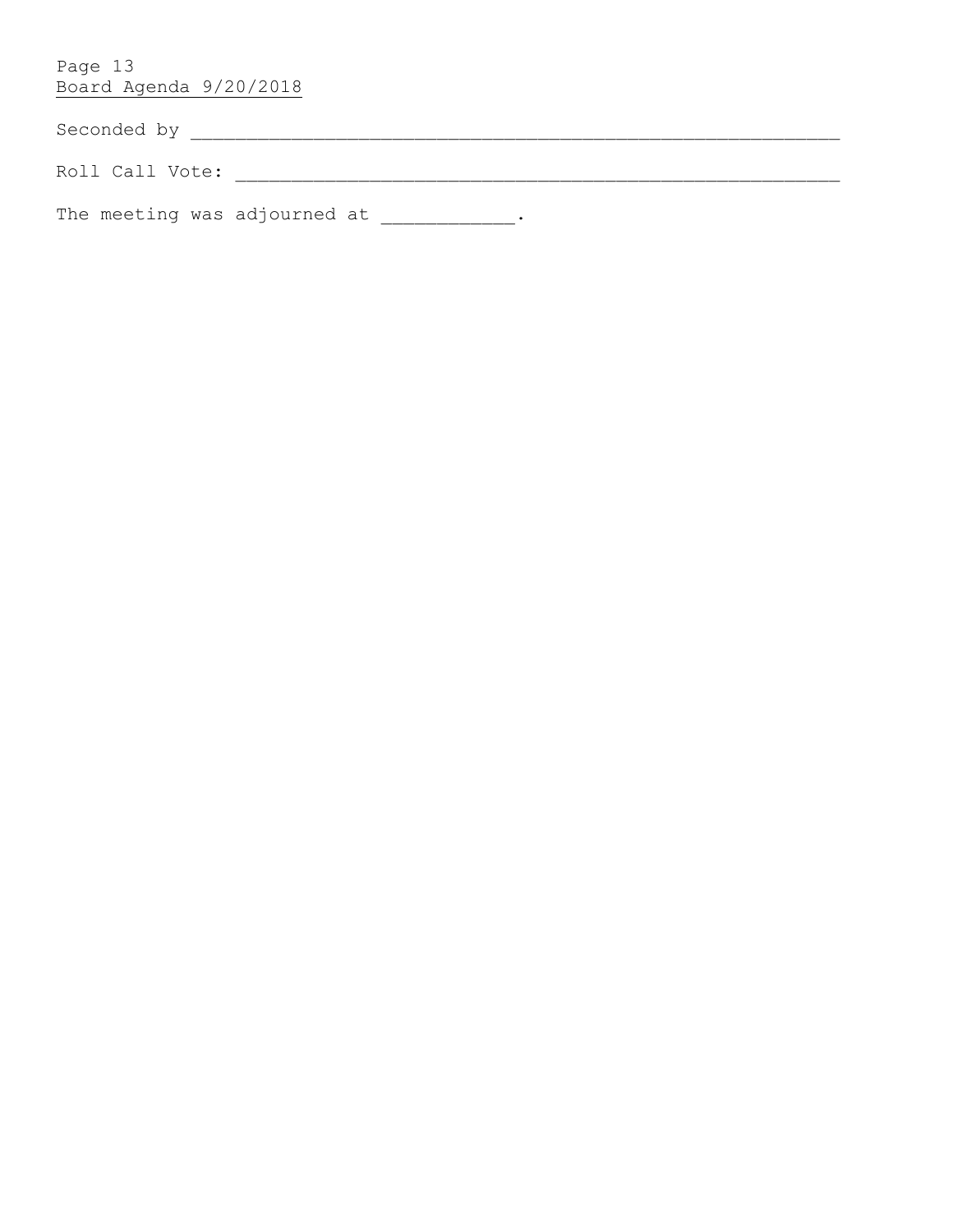Seconded by ___________________________________________________________

Roll Call Vote: _______________________________________________________

The meeting was adjourned at ___________.